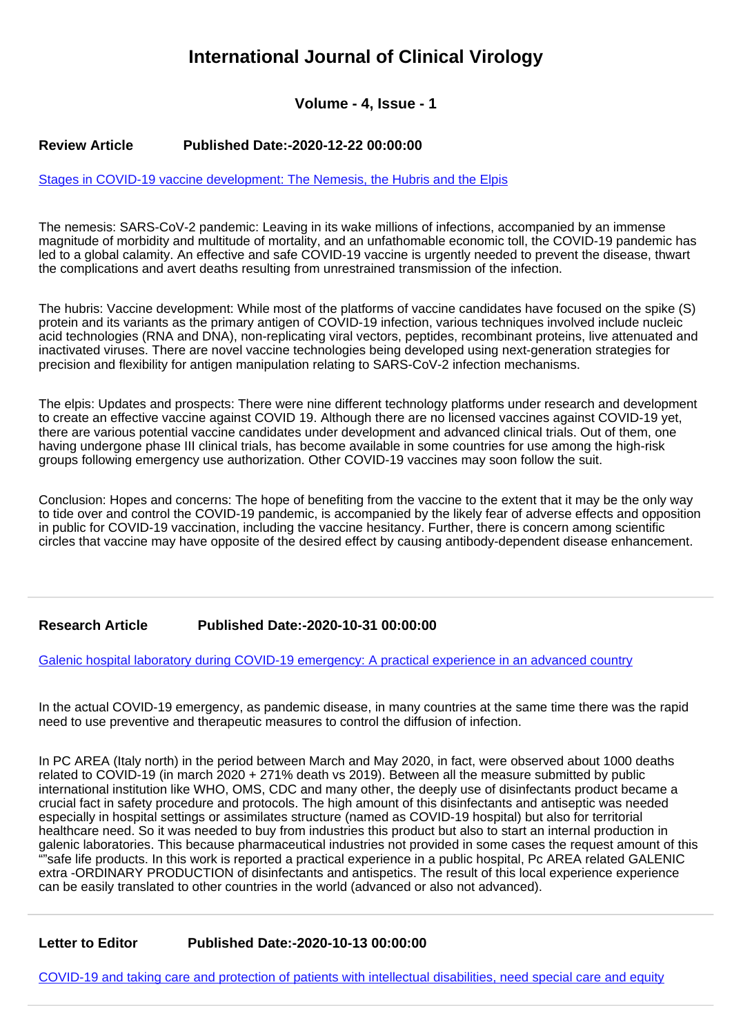# International Journal of Clinical Virology

## Volume - 4, Issue - 1

**Review Article** **Published Date:-2020-12-22 00:00:00**

[Stages in COVID-19 vaccine development: The Nemesis, the Hubris and the Elpis]

The nemesis: SARS-CoV-2 pandemic: Leaving in its wake millions of infections, accompanied by an immense magnitude of morbidity and multitude of mortality, and an unfathomable economic toll, the COVID-19 pandemic has led to a global calamity. An effective and safe COVID-19 vaccine is urgently needed to prevent the disease, thwart the complications and avert deaths resulting from unrestrained transmission of the infection.

The hubris: Vaccine development: While most of the platforms of vaccine candidates have focused on the spike (S) protein and its variants as the primary antigen of COVID-19 infection, various techniques involved include nucleic acid technologies (RNA and DNA), non-replicating viral vectors, peptides, recombinant proteins, live attenuated and inactivated viruses. There are novel vaccine technologies being developed using next-generation strategies for precision and flexibility for antigen manipulation relating to SARS-CoV-2 infection mechanisms.

The elpis: Updates and prospects: There were nine different technology platforms under research and development to create an effective vaccine against COVID 19. Although there are no licensed vaccines against COVID-19 yet, there are various potential vaccine candidates under development and advanced clinical trials. Out of them, one having undergone phase III clinical trials, has become available in some countries for use among the high-risk groups following emergency use authorization. Other COVID-19 vaccines may soon follow the suit.

Conclusion: Hopes and concerns: The hope of benefiting from the vaccine to the extent that it may be the only way to tide over and control the COVID-19 pandemic, is accompanied by the likely fear of adverse effects and opposition in public for COVID-19 vaccination, including the vaccine hesitancy. Further, there is concern among scientific circles that vaccine may have opposite of the desired effect by causing antibody-dependent disease enhancement.

---

**Research Article** **Published Date:-2020-10-31 00:00:00**

[Galenic hospital laboratory during COVID-19 emergency: A practical experience in an advanced country]

In the actual COVID-19 emergency, as pandemic disease, in many countries at the same time there was the rapid need to use preventive and therapeutic measures to control the diffusion of infection.

In PC AREA (Italy north) in the period between March and May 2020, in fact, were observed about 1000 deaths related to COVID-19 (in march 2020 + 271% death vs 2019). Between all the measure submitted by public international institution like WHO, OMS, CDC and many other, the deeply use of disinfectants product became a crucial fact in safety procedure and protocols. The high amount of this disinfectants and antiseptic was needed especially in hospital settings or assimilates structure (named as COVID-19 hospital) but also for territorial healthcare need. So it was needed to buy from industries this product but also to start an internal production in galenic laboratories. This because pharmaceutical industries not provided in some cases the request amount of this “”safe life products. In this work is reported a practical experience in a public hospital, Pc AREA related GALENIC extra -ORDINARY PRODUCTION of disinfectants and antispetics. The result of this local experience experience can be easily translated to other countries in the world (advanced or also not advanced).

---

**Letter to Editor** **Published Date:-2020-10-13 00:00:00**

[COVID-19 and taking care and protection of patients with intellectual disabilities, need special care and equity]

---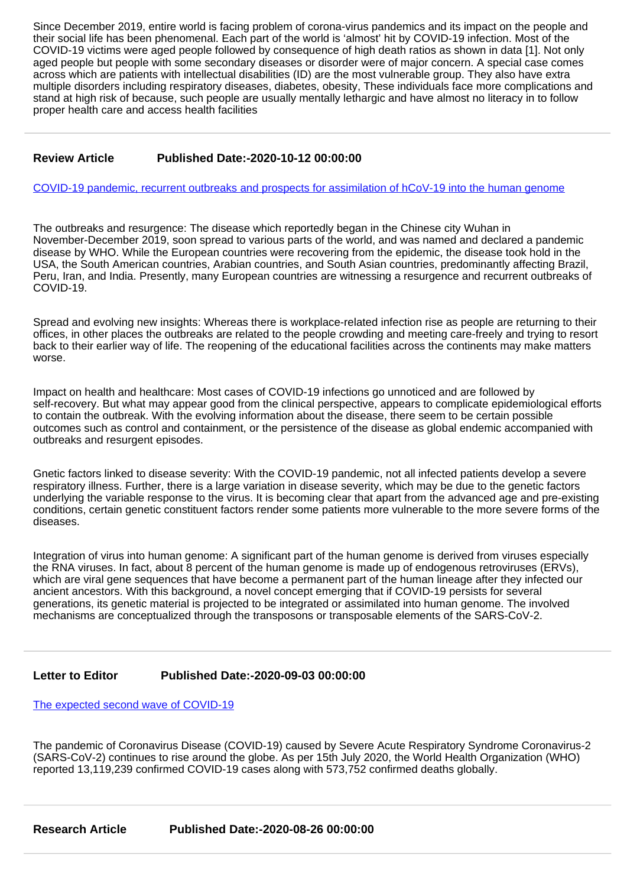Since December 2019, entire world is facing problem of corona-virus pandemics and its impact on the people and their social life has been phenomenal. Each part of the world is 'almost' hit by COVID-19 infection. Most of the COVID-19 victims were aged people followed by consequence of high death ratios as shown in data [1]. Not only aged people but people with some secondary diseases or disorder were of major concern. A special case comes across which are patients with intellectual disabilities (ID) are the most vulnerable group. They also have extra multiple disorders including respiratory diseases, diabetes, obesity, These individuals face more complications and stand at high risk of because, such people are usually mentally lethargic and have almost no literacy in to follow proper health care and access health facilities

---

**Review Article** **Published Date:-2020-10-12 00:00:00**

COVID-19 pandemic, recurrent outbreaks and prospects for assimilation of hCoV-19 into the human genome

The outbreaks and resurgence: The disease which reportedly began in the Chinese city Wuhan in November-December 2019, soon spread to various parts of the world, and was named and declared a pandemic disease by WHO. While the European countries were recovering from the epidemic, the disease took hold in the USA, the South American countries, Arabian countries, and South Asian countries, predominantly affecting Brazil, Peru, Iran, and India. Presently, many European countries are witnessing a resurgence and recurrent outbreaks of COVID-19.

Spread and evolving new insights: Whereas there is workplace-related infection rise as people are returning to their offices, in other places the outbreaks are related to the people crowding and meeting care-freely and trying to resort back to their earlier way of life. The reopening of the educational facilities across the continents may make matters worse.

Impact on health and healthcare: Most cases of COVID-19 infections go unnoticed and are followed by self-recovery. But what may appear good from the clinical perspective, appears to complicate epidemiological efforts to contain the outbreak. With the evolving information about the disease, there seem to be certain possible outcomes such as control and containment, or the persistence of the disease as global endemic accompanied with outbreaks and resurgent episodes.

Gnetic factors linked to disease severity: With the COVID-19 pandemic, not all infected patients develop a severe respiratory illness. Further, there is a large variation in disease severity, which may be due to the genetic factors underlying the variable response to the virus. It is becoming clear that apart from the advanced age and pre-existing conditions, certain genetic constituent factors render some patients more vulnerable to the more severe forms of the diseases.

Integration of virus into human genome: A significant part of the human genome is derived from viruses especially the RNA viruses. In fact, about 8 percent of the human genome is made up of endogenous retroviruses (ERVs), which are viral gene sequences that have become a permanent part of the human lineage after they infected our ancient ancestors. With this background, a novel concept emerging that if COVID-19 persists for several generations, its genetic material is projected to be integrated or assimilated into human genome. The involved mechanisms are conceptualized through the transposons or transposable elements of the SARS-CoV-2.

---

**Letter to Editor** **Published Date:-2020-09-03 00:00:00**

The expected second wave of COVID-19

The pandemic of Coronavirus Disease (COVID-19) caused by Severe Acute Respiratory Syndrome Coronavirus-2 (SARS-CoV-2) continues to rise around the globe. As per 15th July 2020, the World Health Organization (WHO) reported 13,119,239 confirmed COVID-19 cases along with 573,752 confirmed deaths globally.

---

**Research Article** **Published Date:-2020-08-26 00:00:00**

---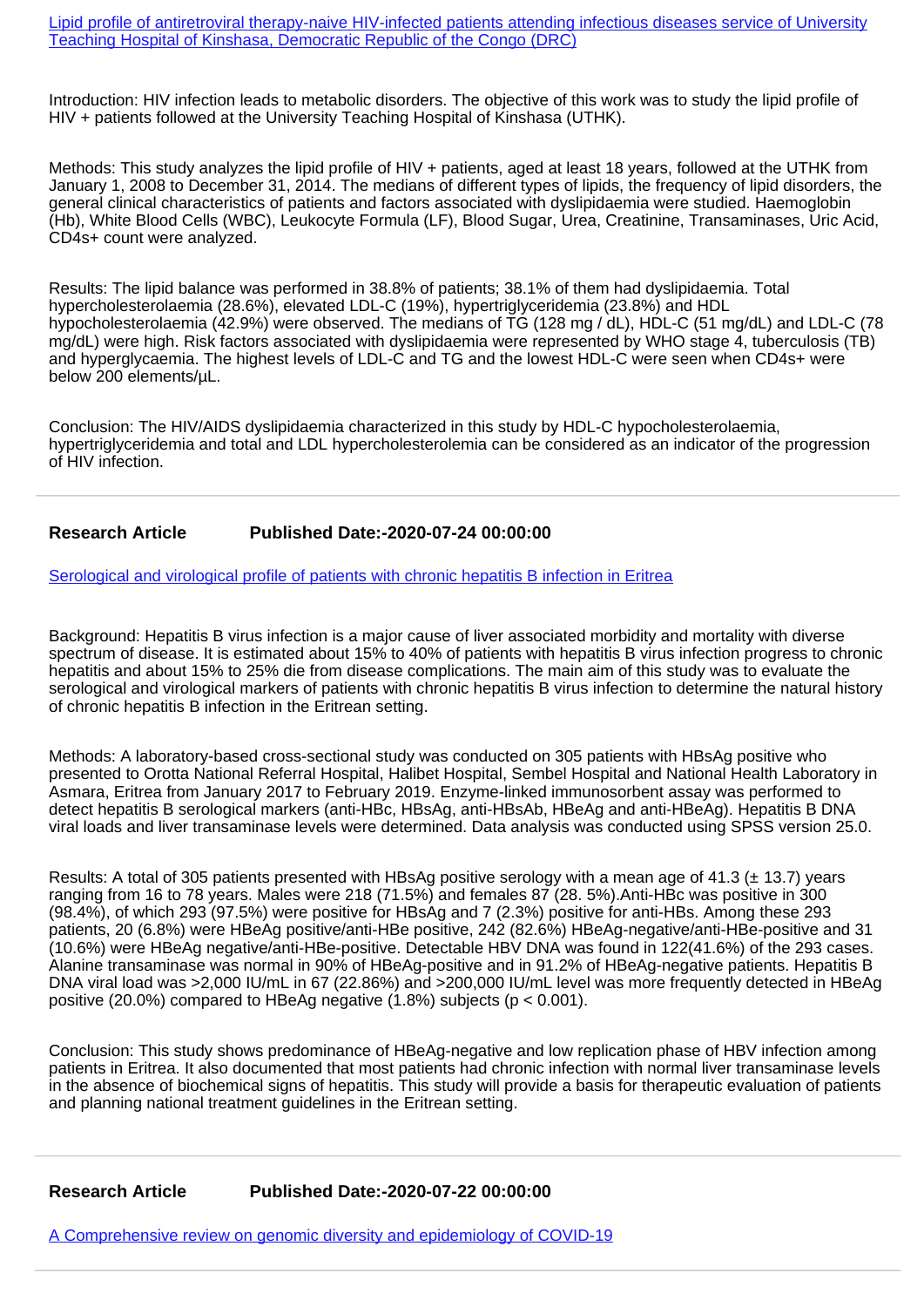[Lipid profile of antiretroviral therapy-naive HIV-infected patients attending infectious diseases service of University Teaching Hospital of Kinshasa, Democratic Republic of the Congo (DRC)]

Introduction: HIV infection leads to metabolic disorders. The objective of this work was to study the lipid profile of HIV + patients followed at the University Teaching Hospital of Kinshasa (UTHK).

Methods: This study analyzes the lipid profile of HIV + patients, aged at least 18 years, followed at the UTHK from January 1, 2008 to December 31, 2014. The medians of different types of lipids, the frequency of lipid disorders, the general clinical characteristics of patients and factors associated with dyslipidaemia were studied. Haemoglobin (Hb), White Blood Cells (WBC), Leukocyte Formula (LF), Blood Sugar, Urea, Creatinine, Transaminases, Uric Acid, CD4s+ count were analyzed.

Results: The lipid balance was performed in 38.8% of patients; 38.1% of them had dyslipidaemia. Total hypercholesterolaemia (28.6%), elevated LDL-C (19%), hypertriglyceridemia (23.8%) and HDL hypocholesterolaemia (42.9%) were observed. The medians of TG (128 mg / dL), HDL-C (51 mg/dL) and LDL-C (78 mg/dL) were high. Risk factors associated with dyslipidaemia were represented by WHO stage 4, tuberculosis (TB) and hyperglycaemia. The highest levels of LDL-C and TG and the lowest HDL-C were seen when CD4s+ were below 200 elements/µL.

Conclusion: The HIV/AIDS dyslipidaemia characterized in this study by HDL-C hypocholesterolaemia, hypertriglyceridemia and total and LDL hypercholesterolemia can be considered as an indicator of the progression of HIV infection.

---

**Research Article** **Published Date:-2020-07-24 00:00:00**

[Serological and virological profile of patients with chronic hepatitis B infection in Eritrea]

Background: Hepatitis B virus infection is a major cause of liver associated morbidity and mortality with diverse spectrum of disease. It is estimated about 15% to 40% of patients with hepatitis B virus infection progress to chronic hepatitis and about 15% to 25% die from disease complications. The main aim of this study was to evaluate the serological and virological markers of patients with chronic hepatitis B virus infection to determine the natural history of chronic hepatitis B infection in the Eritrean setting.

Methods: A laboratory-based cross-sectional study was conducted on 305 patients with HBsAg positive who presented to Orotta National Referral Hospital, Halibet Hospital, Sembel Hospital and National Health Laboratory in Asmara, Eritrea from January 2017 to February 2019. Enzyme-linked immunosorbent assay was performed to detect hepatitis B serological markers (anti-HBc, HBsAg, anti-HBsAb, HBeAg and anti-HBeAg). Hepatitis B DNA viral loads and liver transaminase levels were determined. Data analysis was conducted using SPSS version 25.0.

Results: A total of 305 patients presented with HBsAg positive serology with a mean age of 41.3 (± 13.7) years ranging from 16 to 78 years. Males were 218 (71.5%) and females 87 (28. 5%).Anti-HBc was positive in 300 (98.4%), of which 293 (97.5%) were positive for HBsAg and 7 (2.3%) positive for anti-HBs. Among these 293 patients, 20 (6.8%) were HBeAg positive/anti-HBe positive, 242 (82.6%) HBeAg-negative/anti-HBe-positive and 31 (10.6%) were HBeAg negative/anti-HBe-positive. Detectable HBV DNA was found in 122(41.6%) of the 293 cases. Alanine transaminase was normal in 90% of HBeAg-positive and in 91.2% of HBeAg-negative patients. Hepatitis B DNA viral load was >2,000 IU/mL in 67 (22.86%) and >200,000 IU/mL level was more frequently detected in HBeAg positive (20.0%) compared to HBeAg negative (1.8%) subjects ($p < 0.001$).

Conclusion: This study shows predominance of HBeAg-negative and low replication phase of HBV infection among patients in Eritrea. It also documented that most patients had chronic infection with normal liver transaminase levels in the absence of biochemical signs of hepatitis. This study will provide a basis for therapeutic evaluation of patients and planning national treatment guidelines in the Eritrean setting.

---

**Research Article** **Published Date:-2020-07-22 00:00:00**

[A Comprehensive review on genomic diversity and epidemiology of COVID-19]

---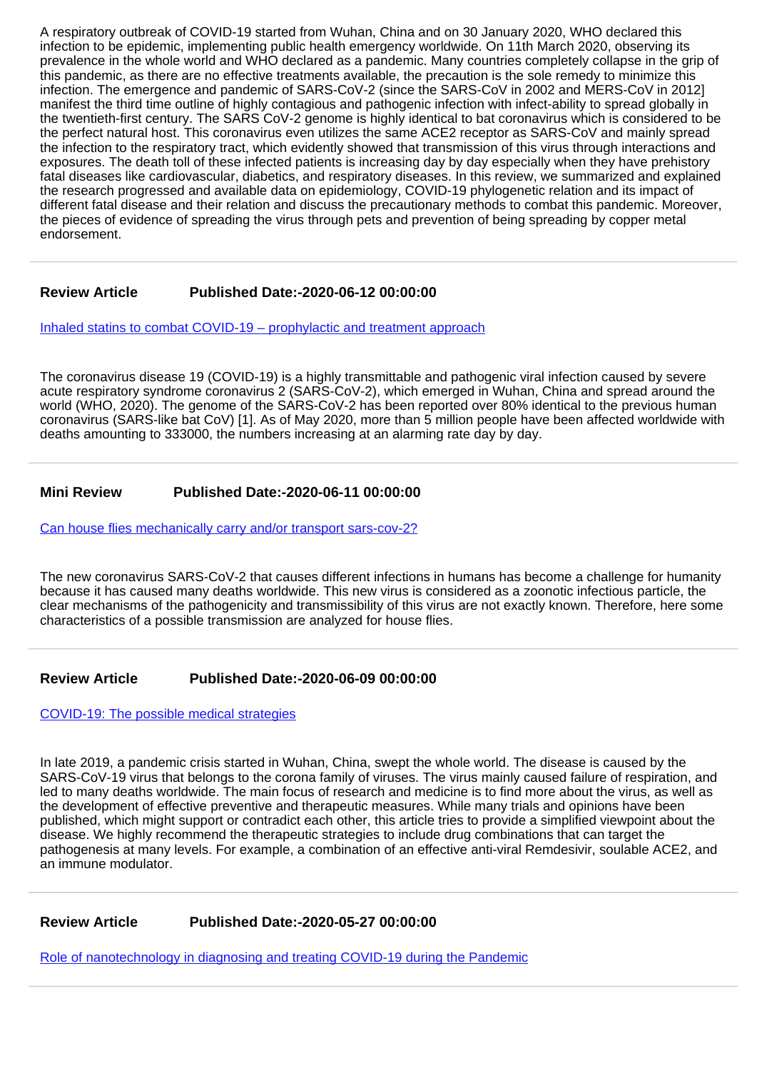A respiratory outbreak of COVID-19 started from Wuhan, China and on 30 January 2020, WHO declared this infection to be epidemic, implementing public health emergency worldwide. On 11th March 2020, observing its prevalence in the whole world and WHO declared as a pandemic. Many countries completely collapse in the grip of this pandemic, as there are no effective treatments available, the precaution is the sole remedy to minimize this infection. The emergence and pandemic of SARS-CoV-2 (since the SARS-CoV in 2002 and MERS-CoV in 2012] manifest the third time outline of highly contagious and pathogenic infection with infect-ability to spread globally in the twentieth-first century. The SARS CoV-2 genome is highly identical to bat coronavirus which is considered to be the perfect natural host. This coronavirus even utilizes the same ACE2 receptor as SARS-CoV and mainly spread the infection to the respiratory tract, which evidently showed that transmission of this virus through interactions and exposures. The death toll of these infected patients is increasing day by day especially when they have prehistory fatal diseases like cardiovascular, diabetics, and respiratory diseases. In this review, we summarized and explained the research progressed and available data on epidemiology, COVID-19 phylogenetic relation and its impact of different fatal disease and their relation and discuss the precautionary methods to combat this pandemic. Moreover, the pieces of evidence of spreading the virus through pets and prevention of being spreading by copper metal endorsement.

---

**Review Article** **Published Date:-2020-06-12 00:00:00**

[Inhaled statins to combat COVID-19 – prophylactic and treatment approach]

The coronavirus disease 19 (COVID-19) is a highly transmittable and pathogenic viral infection caused by severe acute respiratory syndrome coronavirus 2 (SARS-CoV-2), which emerged in Wuhan, China and spread around the world (WHO, 2020). The genome of the SARS-CoV-2 has been reported over 80% identical to the previous human coronavirus (SARS-like bat CoV) [1]. As of May 2020, more than 5 million people have been affected worldwide with deaths amounting to 333000, the numbers increasing at an alarming rate day by day.

---

**Mini Review** **Published Date:-2020-06-11 00:00:00**

[Can house flies mechanically carry and/or transport sars-cov-2?]

The new coronavirus SARS-CoV-2 that causes different infections in humans has become a challenge for humanity because it has caused many deaths worldwide. This new virus is considered as a zoonotic infectious particle, the clear mechanisms of the pathogenicity and transmissibility of this virus are not exactly known. Therefore, here some characteristics of a possible transmission are analyzed for house flies.

---

**Review Article** **Published Date:-2020-06-09 00:00:00**

[COVID-19: The possible medical strategies]

In late 2019, a pandemic crisis started in Wuhan, China, swept the whole world. The disease is caused by the SARS-CoV-19 virus that belongs to the corona family of viruses. The virus mainly caused failure of respiration, and led to many deaths worldwide. The main focus of research and medicine is to find more about the virus, as well as the development of effective preventive and therapeutic measures. While many trials and opinions have been published, which might support or contradict each other, this article tries to provide a simplified viewpoint about the disease. We highly recommend the therapeutic strategies to include drug combinations that can target the pathogenesis at many levels. For example, a combination of an effective anti-viral Remdesivir, soulable ACE2, and an immune modulator.

---

**Review Article** **Published Date:-2020-05-27 00:00:00**

[Role of nanotechnology in diagnosing and treating COVID-19 during the Pandemic]

---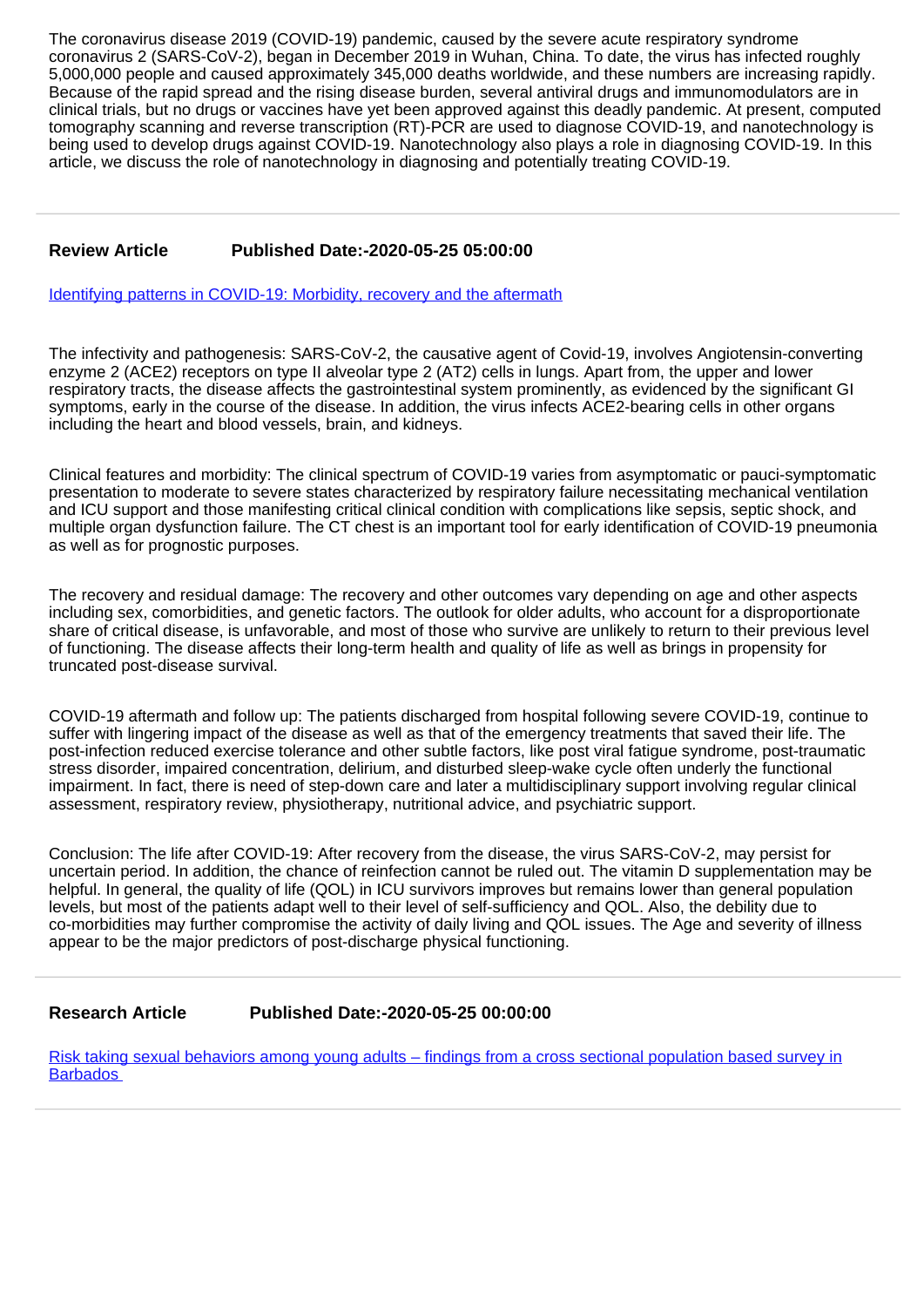The coronavirus disease 2019 (COVID-19) pandemic, caused by the severe acute respiratory syndrome coronavirus 2 (SARS-CoV-2), began in December 2019 in Wuhan, China. To date, the virus has infected roughly 5,000,000 people and caused approximately 345,000 deaths worldwide, and these numbers are increasing rapidly. Because of the rapid spread and the rising disease burden, several antiviral drugs and immunomodulators are in clinical trials, but no drugs or vaccines have yet been approved against this deadly pandemic. At present, computed tomography scanning and reverse transcription (RT)-PCR are used to diagnose COVID-19, and nanotechnology is being used to develop drugs against COVID-19. Nanotechnology also plays a role in diagnosing COVID-19. In this article, we discuss the role of nanotechnology in diagnosing and potentially treating COVID-19.

---

**Review Article** **Published Date:-2020-05-25 05:00:00**

[Identifying patterns in COVID-19: Morbidity, recovery and the aftermath]()

The infectivity and pathogenesis: SARS-CoV-2, the causative agent of Covid-19, involves Angiotensin-converting enzyme 2 (ACE2) receptors on type II alveolar type 2 (AT2) cells in lungs. Apart from, the upper and lower respiratory tracts, the disease affects the gastrointestinal system prominently, as evidenced by the significant GI symptoms, early in the course of the disease. In addition, the virus infects ACE2-bearing cells in other organs including the heart and blood vessels, brain, and kidneys.

Clinical features and morbidity: The clinical spectrum of COVID-19 varies from asymptomatic or pauci-symptomatic presentation to moderate to severe states characterized by respiratory failure necessitating mechanical ventilation and ICU support and those manifesting critical clinical condition with complications like sepsis, septic shock, and multiple organ dysfunction failure. The CT chest is an important tool for early identification of COVID-19 pneumonia as well as for prognostic purposes.

The recovery and residual damage: The recovery and other outcomes vary depending on age and other aspects including sex, comorbidities, and genetic factors. The outlook for older adults, who account for a disproportionate share of critical disease, is unfavorable, and most of those who survive are unlikely to return to their previous level of functioning. The disease affects their long-term health and quality of life as well as brings in propensity for truncated post-disease survival.

COVID-19 aftermath and follow up: The patients discharged from hospital following severe COVID-19, continue to suffer with lingering impact of the disease as well as that of the emergency treatments that saved their life. The post-infection reduced exercise tolerance and other subtle factors, like post viral fatigue syndrome, post-traumatic stress disorder, impaired concentration, delirium, and disturbed sleep-wake cycle often underly the functional impairment. In fact, there is need of step-down care and later a multidisciplinary support involving regular clinical assessment, respiratory review, physiotherapy, nutritional advice, and psychiatric support.

Conclusion: The life after COVID-19: After recovery from the disease, the virus SARS-CoV-2, may persist for uncertain period. In addition, the chance of reinfection cannot be ruled out. The vitamin D supplementation may be helpful. In general, the quality of life (QOL) in ICU survivors improves but remains lower than general population levels, but most of the patients adapt well to their level of self-sufficiency and QOL. Also, the debility due to co-morbidities may further compromise the activity of daily living and QOL issues. The Age and severity of illness appear to be the major predictors of post-discharge physical functioning.

---

**Research Article** **Published Date:-2020-05-25 00:00:00**

[Risk taking sexual behaviors among young adults – findings from a cross sectional population based survey in Barbados]()

---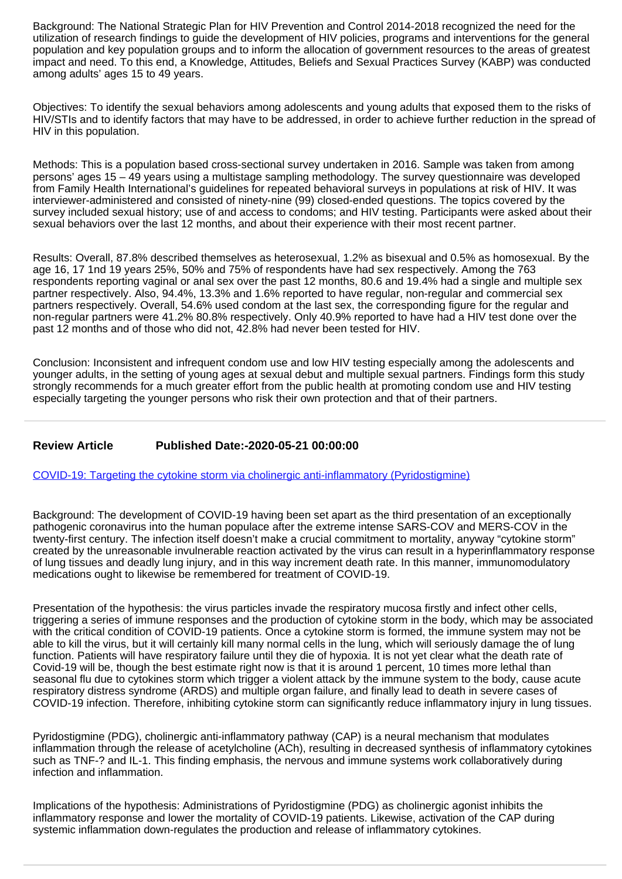Background: The National Strategic Plan for HIV Prevention and Control 2014-2018 recognized the need for the utilization of research findings to guide the development of HIV policies, programs and interventions for the general population and key population groups and to inform the allocation of government resources to the areas of greatest impact and need. To this end, a Knowledge, Attitudes, Beliefs and Sexual Practices Survey (KABP) was conducted among adults' ages 15 to 49 years.

Objectives: To identify the sexual behaviors among adolescents and young adults that exposed them to the risks of HIV/STIs and to identify factors that may have to be addressed, in order to achieve further reduction in the spread of HIV in this population.

Methods: This is a population based cross-sectional survey undertaken in 2016. Sample was taken from among persons' ages 15 – 49 years using a multistage sampling methodology. The survey questionnaire was developed from Family Health International's guidelines for repeated behavioral surveys in populations at risk of HIV. It was interviewer-administered and consisted of ninety-nine (99) closed-ended questions. The topics covered by the survey included sexual history; use of and access to condoms; and HIV testing. Participants were asked about their sexual behaviors over the last 12 months, and about their experience with their most recent partner.

Results: Overall, 87.8% described themselves as heterosexual, 1.2% as bisexual and 0.5% as homosexual. By the age 16, 17 1nd 19 years 25%, 50% and 75% of respondents have had sex respectively. Among the 763 respondents reporting vaginal or anal sex over the past 12 months, 80.6 and 19.4% had a single and multiple sex partner respectively. Also, 94.4%, 13.3% and 1.6% reported to have regular, non-regular and commercial sex partners respectively. Overall, 54.6% used condom at the last sex, the corresponding figure for the regular and non-regular partners were 41.2% 80.8% respectively. Only 40.9% reported to have had a HIV test done over the past 12 months and of those who did not, 42.8% had never been tested for HIV.

Conclusion: Inconsistent and infrequent condom use and low HIV testing especially among the adolescents and younger adults, in the setting of young ages at sexual debut and multiple sexual partners. Findings form this study strongly recommends for a much greater effort from the public health at promoting condom use and HIV testing especially targeting the younger persons who risk their own protection and that of their partners.

---

**Review Article** **Published Date:-2020-05-21 00:00:00**

COVID-19: Targeting the cytokine storm via cholinergic anti-inflammatory (Pyridostigmine)

Background: The development of COVID-19 having been set apart as the third presentation of an exceptionally pathogenic coronavirus into the human populace after the extreme intense SARS-COV and MERS-COV in the twenty-first century. The infection itself doesn't make a crucial commitment to mortality, anyway "cytokine storm" created by the unreasonable invulnerable reaction activated by the virus can result in a hyperinflammatory response of lung tissues and deadly lung injury, and in this way increment death rate. In this manner, immunomodulatory medications ought to likewise be remembered for treatment of COVID-19.

Presentation of the hypothesis: the virus particles invade the respiratory mucosa firstly and infect other cells, triggering a series of immune responses and the production of cytokine storm in the body, which may be associated with the critical condition of COVID-19 patients. Once a cytokine storm is formed, the immune system may not be able to kill the virus, but it will certainly kill many normal cells in the lung, which will seriously damage the of lung function. Patients will have respiratory failure until they die of hypoxia. It is not yet clear what the death rate of Covid-19 will be, though the best estimate right now is that it is around 1 percent, 10 times more lethal than seasonal flu due to cytokines storm which trigger a violent attack by the immune system to the body, cause acute respiratory distress syndrome (ARDS) and multiple organ failure, and finally lead to death in severe cases of COVID-19 infection. Therefore, inhibiting cytokine storm can significantly reduce inflammatory injury in lung tissues.

Pyridostigmine (PDG), cholinergic anti-inflammatory pathway (CAP) is a neural mechanism that modulates inflammation through the release of acetylcholine (ACh), resulting in decreased synthesis of inflammatory cytokines such as TNF-? and IL-1. This finding emphasis, the nervous and immune systems work collaboratively during infection and inflammation.

Implications of the hypothesis: Administrations of Pyridostigmine (PDG) as cholinergic agonist inhibits the inflammatory response and lower the mortality of COVID-19 patients. Likewise, activation of the CAP during systemic inflammation down-regulates the production and release of inflammatory cytokines.

---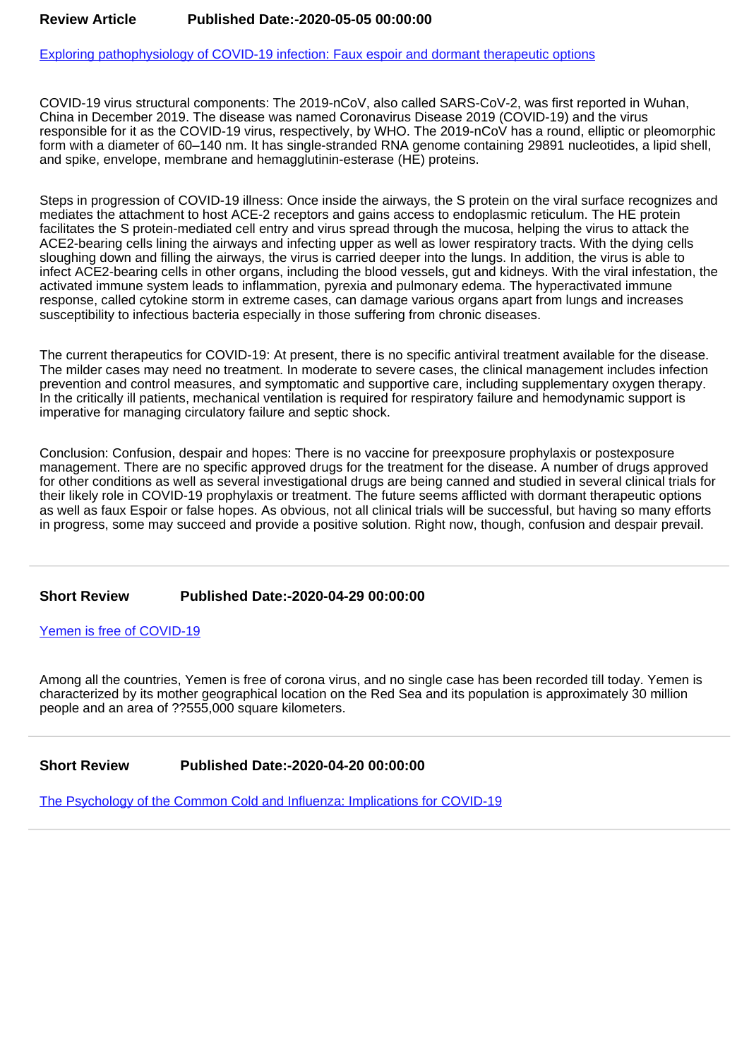**Review Article** **Published Date:-2020-05-05 00:00:00**

[Exploring pathophysiology of COVID-19 infection: Faux espoir and dormant therapeutic options]

COVID-19 virus structural components: The 2019-nCoV, also called SARS-CoV-2, was first reported in Wuhan, China in December 2019. The disease was named Coronavirus Disease 2019 (COVID-19) and the virus responsible for it as the COVID-19 virus, respectively, by WHO. The 2019-nCoV has a round, elliptic or pleomorphic form with a diameter of 60–140 nm. It has single-stranded RNA genome containing 29891 nucleotides, a lipid shell, and spike, envelope, membrane and hemagglutinin-esterase (HE) proteins.

Steps in progression of COVID-19 illness: Once inside the airways, the S protein on the viral surface recognizes and mediates the attachment to host ACE-2 receptors and gains access to endoplasmic reticulum. The HE protein facilitates the S protein-mediated cell entry and virus spread through the mucosa, helping the virus to attack the ACE2-bearing cells lining the airways and infecting upper as well as lower respiratory tracts. With the dying cells sloughing down and filling the airways, the virus is carried deeper into the lungs. In addition, the virus is able to infect ACE2-bearing cells in other organs, including the blood vessels, gut and kidneys. With the viral infestation, the activated immune system leads to inflammation, pyrexia and pulmonary edema. The hyperactivated immune response, called cytokine storm in extreme cases, can damage various organs apart from lungs and increases susceptibility to infectious bacteria especially in those suffering from chronic diseases.

The current therapeutics for COVID-19: At present, there is no specific antiviral treatment available for the disease. The milder cases may need no treatment. In moderate to severe cases, the clinical management includes infection prevention and control measures, and symptomatic and supportive care, including supplementary oxygen therapy. In the critically ill patients, mechanical ventilation is required for respiratory failure and hemodynamic support is imperative for managing circulatory failure and septic shock.

Conclusion: Confusion, despair and hopes: There is no vaccine for preexposure prophylaxis or postexposure management. There are no specific approved drugs for the treatment for the disease. A number of drugs approved for other conditions as well as several investigational drugs are being canned and studied in several clinical trials for their likely role in COVID-19 prophylaxis or treatment. The future seems afflicted with dormant therapeutic options as well as faux Espoir or false hopes. As obvious, not all clinical trials will be successful, but having so many efforts in progress, some may succeed and provide a positive solution. Right now, though, confusion and despair prevail.

---

**Short Review** **Published Date:-2020-04-29 00:00:00**

[Yemen is free of COVID-19]

Among all the countries, Yemen is free of corona virus, and no single case has been recorded till today. Yemen is characterized by its mother geographical location on the Red Sea and its population is approximately 30 million people and an area of ??555,000 square kilometers.

---

**Short Review** **Published Date:-2020-04-20 00:00:00**

[The Psychology of the Common Cold and Influenza: Implications for COVID-19]

---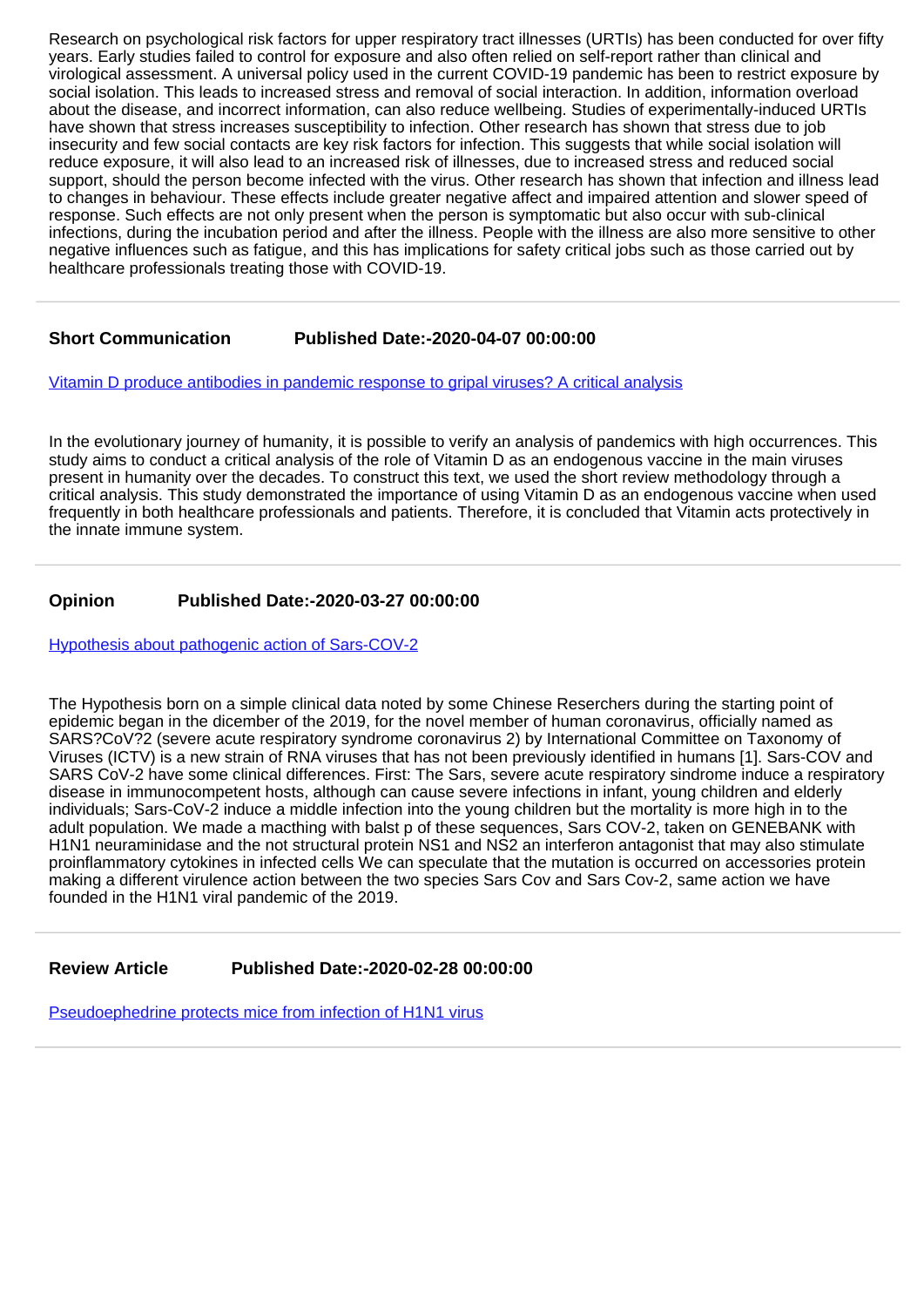Research on psychological risk factors for upper respiratory tract illnesses (URTIs) has been conducted for over fifty years. Early studies failed to control for exposure and also often relied on self-report rather than clinical and virological assessment. A universal policy used in the current COVID-19 pandemic has been to restrict exposure by social isolation. This leads to increased stress and removal of social interaction. In addition, information overload about the disease, and incorrect information, can also reduce wellbeing. Studies of experimentally-induced URTIs have shown that stress increases susceptibility to infection. Other research has shown that stress due to job insecurity and few social contacts are key risk factors for infection. This suggests that while social isolation will reduce exposure, it will also lead to an increased risk of illnesses, due to increased stress and reduced social support, should the person become infected with the virus. Other research has shown that infection and illness lead to changes in behaviour. These effects include greater negative affect and impaired attention and slower speed of response. Such effects are not only present when the person is symptomatic but also occur with sub-clinical infections, during the incubation period and after the illness. People with the illness are also more sensitive to other negative influences such as fatigue, and this has implications for safety critical jobs such as those carried out by healthcare professionals treating those with COVID-19.

---

**Short Communication** **Published Date:-2020-04-07 00:00:00**

[Vitamin D produce antibodies in pandemic response to gripal viruses? A critical analysis]

In the evolutionary journey of humanity, it is possible to verify an analysis of pandemics with high occurrences. This study aims to conduct a critical analysis of the role of Vitamin D as an endogenous vaccine in the main viruses present in humanity over the decades. To construct this text, we used the short review methodology through a critical analysis. This study demonstrated the importance of using Vitamin D as an endogenous vaccine when used frequently in both healthcare professionals and patients. Therefore, it is concluded that Vitamin acts protectively in the innate immune system.

---

**Opinion** **Published Date:-2020-03-27 00:00:00**

[Hypothesis about pathogenic action of Sars-COV-2]

The Hypothesis born on a simple clinical data noted by some Chinese Reserchers during the starting point of epidemic began in the dicember of the 2019, for the novel member of human coronavirus, officially named as SARS?CoV?2 (severe acute respiratory syndrome coronavirus 2) by International Committee on Taxonomy of Viruses (ICTV) is a new strain of RNA viruses that has not been previously identified in humans [1]. Sars-COV and SARS CoV-2 have some clinical differences. First: The Sars, severe acute respiratory sindrome induce a respiratory disease in immunocompetent hosts, although can cause severe infections in infant, young children and elderly individuals; Sars-CoV-2 induce a middle infection into the young children but the mortality is more high in to the adult population. We made a macthing with balst p of these sequences, Sars COV-2, taken on GENEBANK with H1N1 neuraminidase and the not structural protein NS1 and NS2 an interferon antagonist that may also stimulate proinflammatory cytokines in infected cells We can speculate that the mutation is occurred on accessories protein making a different virulence action between the two species Sars Cov and Sars Cov-2, same action we have founded in the H1N1 viral pandemic of the 2019.

---

**Review Article** **Published Date:-2020-02-28 00:00:00**

[Pseudoephedrine protects mice from infection of H1N1 virus]

---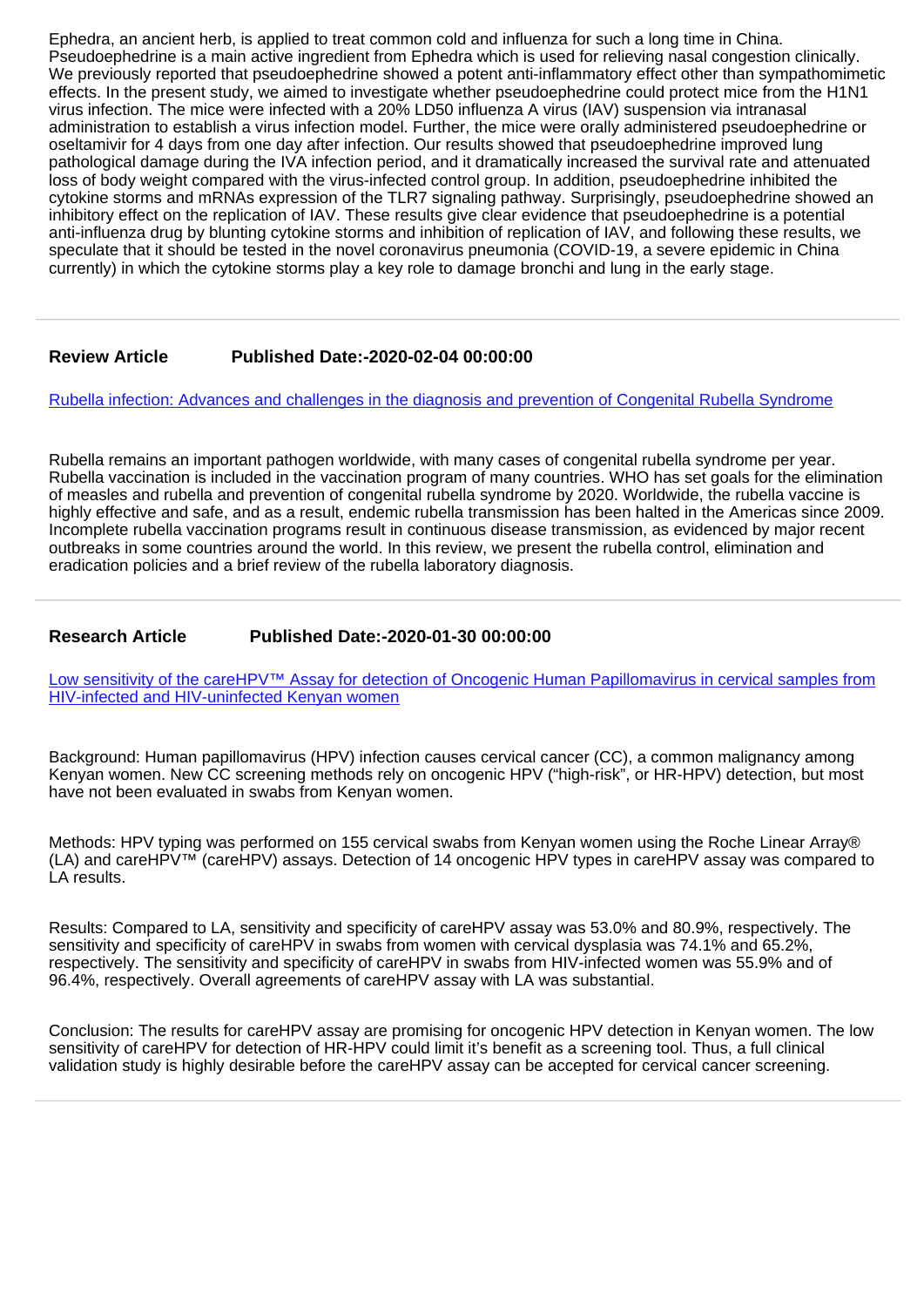Ephedra, an ancient herb, is applied to treat common cold and influenza for such a long time in China. Pseudoephedrine is a main active ingredient from Ephedra which is used for relieving nasal congestion clinically. We previously reported that pseudoephedrine showed a potent anti-inflammatory effect other than sympathomimetic effects. In the present study, we aimed to investigate whether pseudoephedrine could protect mice from the H1N1 virus infection. The mice were infected with a 20% LD50 influenza A virus (IAV) suspension via intranasal administration to establish a virus infection model. Further, the mice were orally administered pseudoephedrine or oseltamivir for 4 days from one day after infection. Our results showed that pseudoephedrine improved lung pathological damage during the IVA infection period, and it dramatically increased the survival rate and attenuated loss of body weight compared with the virus-infected control group. In addition, pseudoephedrine inhibited the cytokine storms and mRNAs expression of the TLR7 signaling pathway. Surprisingly, pseudoephedrine showed an inhibitory effect on the replication of IAV. These results give clear evidence that pseudoephedrine is a potential anti-influenza drug by blunting cytokine storms and inhibition of replication of IAV, and following these results, we speculate that it should be tested in the novel coronavirus pneumonia (COVID-19, a severe epidemic in China currently) in which the cytokine storms play a key role to damage bronchi and lung in the early stage.

---

**Review Article** **Published Date:-2020-02-04 00:00:00**

Rubella infection: Advances and challenges in the diagnosis and prevention of Congenital Rubella Syndrome

Rubella remains an important pathogen worldwide, with many cases of congenital rubella syndrome per year. Rubella vaccination is included in the vaccination program of many countries. WHO has set goals for the elimination of measles and rubella and prevention of congenital rubella syndrome by 2020. Worldwide, the rubella vaccine is highly effective and safe, and as a result, endemic rubella transmission has been halted in the Americas since 2009. Incomplete rubella vaccination programs result in continuous disease transmission, as evidenced by major recent outbreaks in some countries around the world. In this review, we present the rubella control, elimination and eradication policies and a brief review of the rubella laboratory diagnosis.

---

**Research Article** **Published Date:-2020-01-30 00:00:00**

Low sensitivity of the careHPV™ Assay for detection of Oncogenic Human Papillomavirus in cervical samples from HIV-infected and HIV-uninfected Kenyan women

Background: Human papillomavirus (HPV) infection causes cervical cancer (CC), a common malignancy among Kenyan women. New CC screening methods rely on oncogenic HPV ("high-risk", or HR-HPV) detection, but most have not been evaluated in swabs from Kenyan women.

Methods: HPV typing was performed on 155 cervical swabs from Kenyan women using the Roche Linear Array® (LA) and careHPV™ (careHPV) assays. Detection of 14 oncogenic HPV types in careHPV assay was compared to LA results.

Results: Compared to LA, sensitivity and specificity of careHPV assay was 53.0% and 80.9%, respectively. The sensitivity and specificity of careHPV in swabs from women with cervical dysplasia was 74.1% and 65.2%, respectively. The sensitivity and specificity of careHPV in swabs from HIV-infected women was 55.9% and of 96.4%, respectively. Overall agreements of careHPV assay with LA was substantial.

Conclusion: The results for careHPV assay are promising for oncogenic HPV detection in Kenyan women. The low sensitivity of careHPV for detection of HR-HPV could limit it's benefit as a screening tool. Thus, a full clinical validation study is highly desirable before the careHPV assay can be accepted for cervical cancer screening.

---